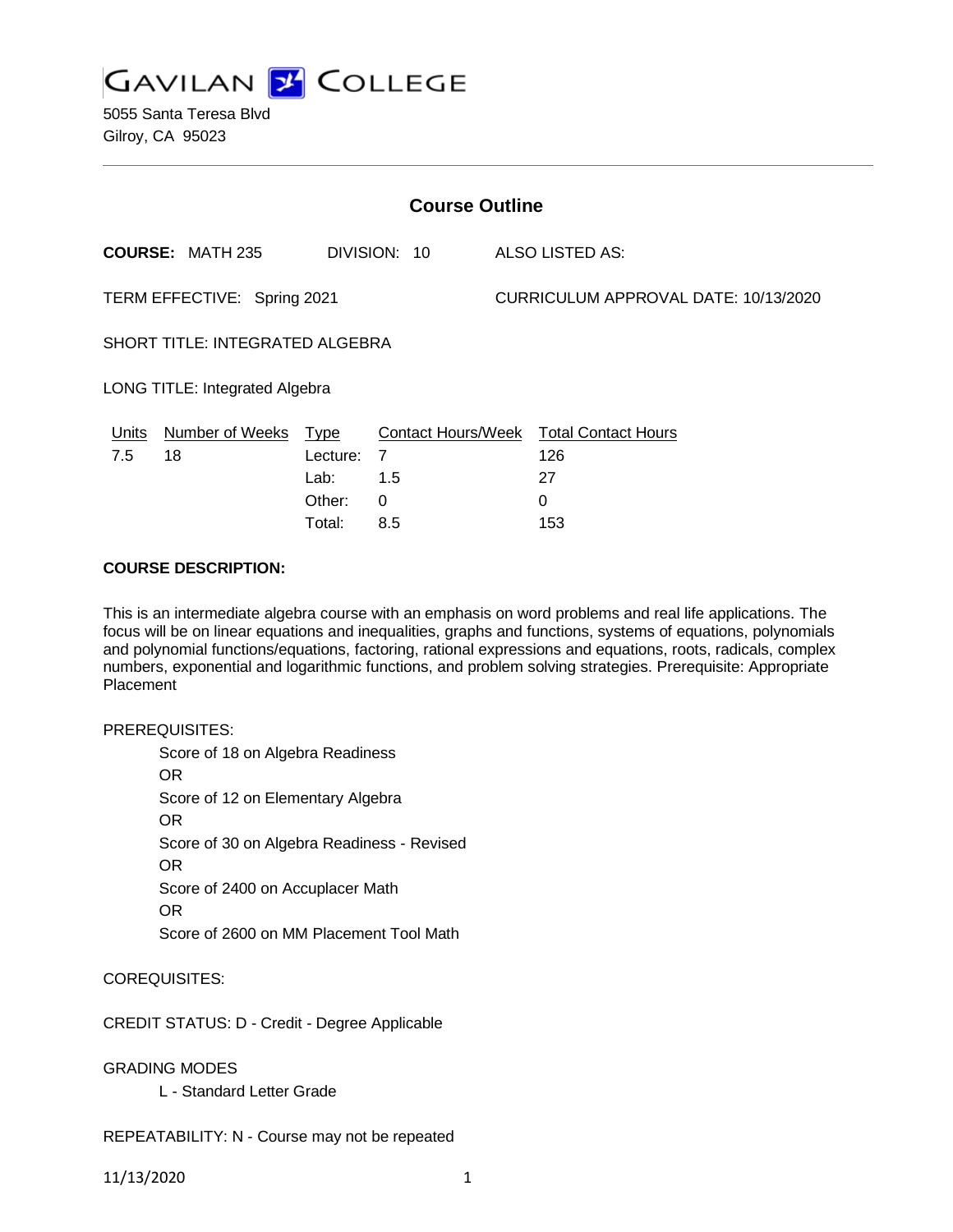# GAVILAN COLLEGE

5055 Santa Teresa Blvd
Gilroy, CA 95023

## Course Outline

**COURSE:** MATH 235 DIVISION: 10 ALSO LISTED AS:

TERM EFFECTIVE: Spring 2021 CURRICULUM APPROVAL DATE: 10/13/2020

SHORT TITLE: INTEGRATED ALGEBRA

LONG TITLE: Integrated Algebra

| Units | Number of Weeks | Type | Contact Hours/Week | Total Contact Hours |
|---|---|---|---|---|
| 7.5 | 18 | Lecture: | 7 | 126 |
| | | Lab: | 1.5 | 27 |
| | | Other: | 0 | 0 |
| | | Total: | 8.5 | 153 |

**COURSE DESCRIPTION:**

This is an intermediate algebra course with an emphasis on word problems and real life applications. The focus will be on linear equations and inequalities, graphs and functions, systems of equations, polynomials and polynomial functions/equations, factoring, rational expressions and equations, roots, radicals, complex numbers, exponential and logarithmic functions, and problem solving strategies. Prerequisite: Appropriate Placement

PREREQUISITES:

Score of 18 on Algebra Readiness
OR
Score of 12 on Elementary Algebra
OR
Score of 30 on Algebra Readiness - Revised
OR
Score of 2400 on Accuplacer Math
OR
Score of 2600 on MM Placement Tool Math

COREQUISITES:

CREDIT STATUS: D - Credit - Degree Applicable

GRADING MODES

L - Standard Letter Grade

REPEATABILITY: N - Course may not be repeated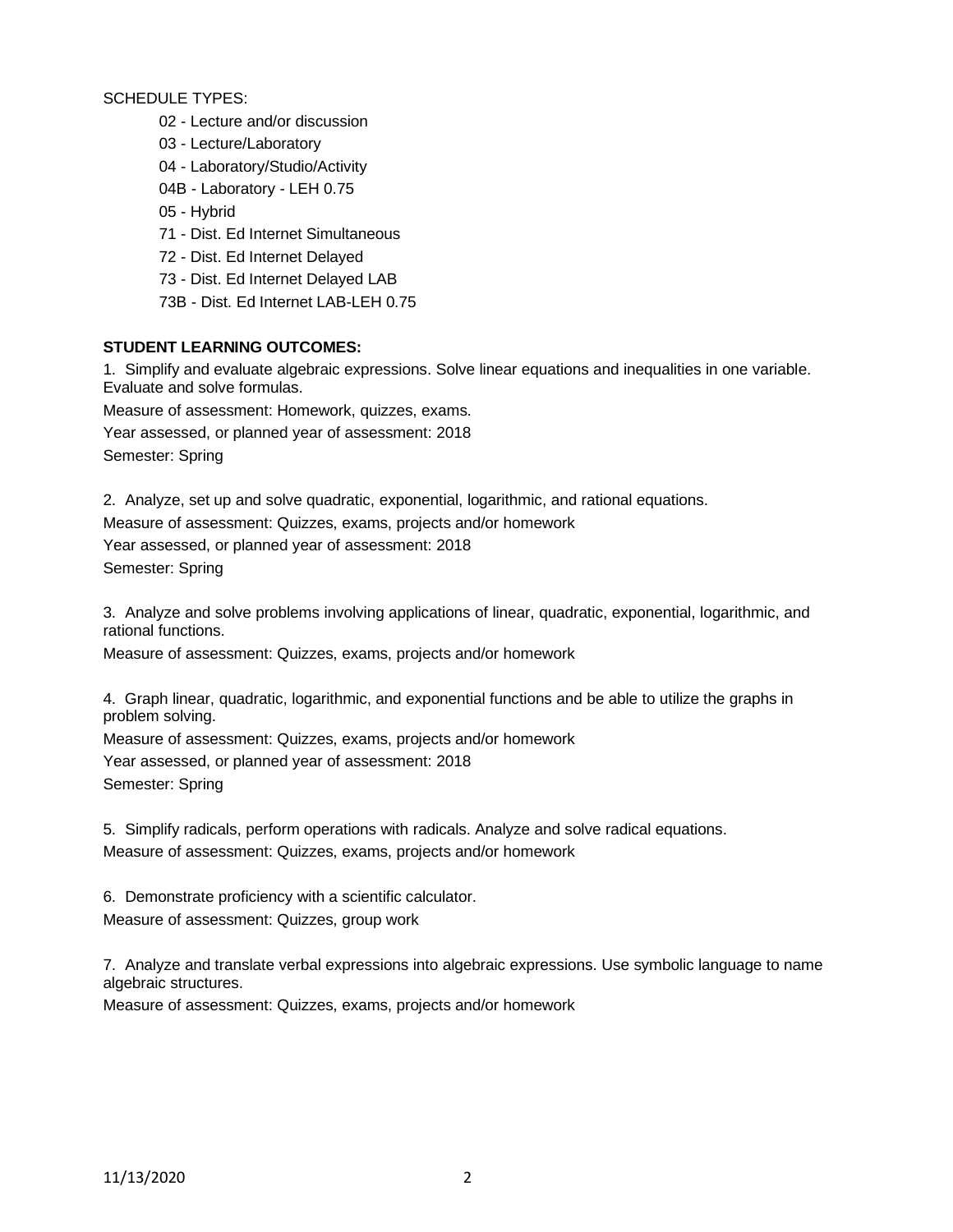SCHEDULE TYPES:

- 02 - Lecture and/or discussion
- 03 - Lecture/Laboratory
- 04 - Laboratory/Studio/Activity
- 04B - Laboratory - LEH 0.75
- 05 - Hybrid
- 71 - Dist. Ed Internet Simultaneous
- 72 - Dist. Ed Internet Delayed
- 73 - Dist. Ed Internet Delayed LAB
- 73B - Dist. Ed Internet LAB-LEH 0.75

**STUDENT LEARNING OUTCOMES:**

1. Simplify and evaluate algebraic expressions. Solve linear equations and inequalities in one variable. Evaluate and solve formulas.

Measure of assessment: Homework, quizzes, exams.

Year assessed, or planned year of assessment: 2018

Semester: Spring

2. Analyze, set up and solve quadratic, exponential, logarithmic, and rational equations.

Measure of assessment: Quizzes, exams, projects and/or homework

Year assessed, or planned year of assessment: 2018

Semester: Spring

3. Analyze and solve problems involving applications of linear, quadratic, exponential, logarithmic, and rational functions.

Measure of assessment: Quizzes, exams, projects and/or homework

4. Graph linear, quadratic, logarithmic, and exponential functions and be able to utilize the graphs in problem solving.

Measure of assessment: Quizzes, exams, projects and/or homework

Year assessed, or planned year of assessment: 2018

Semester: Spring

5. Simplify radicals, perform operations with radicals. Analyze and solve radical equations.

Measure of assessment: Quizzes, exams, projects and/or homework

6. Demonstrate proficiency with a scientific calculator.

Measure of assessment: Quizzes, group work

7. Analyze and translate verbal expressions into algebraic expressions. Use symbolic language to name algebraic structures.

Measure of assessment: Quizzes, exams, projects and/or homework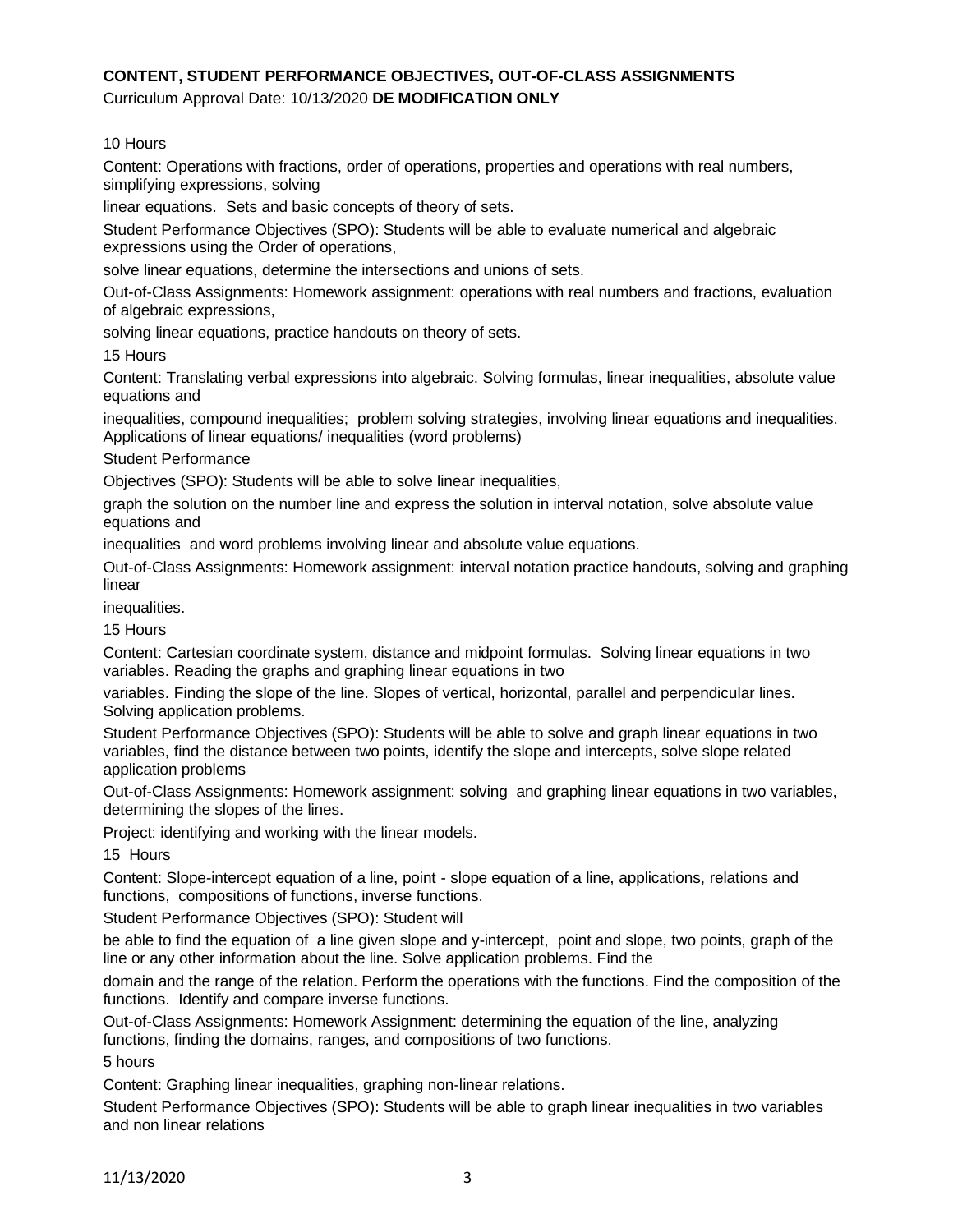**CONTENT, STUDENT PERFORMANCE OBJECTIVES, OUT-OF-CLASS ASSIGNMENTS**

Curriculum Approval Date: 10/13/2020 **DE MODIFICATION ONLY**

10 Hours

Content: Operations with fractions, order of operations, properties and operations with real numbers, simplifying expressions, solving linear equations. Sets and basic concepts of theory of sets.

Student Performance Objectives (SPO): Students will be able to evaluate numerical and algebraic expressions using the Order of operations, solve linear equations, determine the intersections and unions of sets.

Out-of-Class Assignments: Homework assignment: operations with real numbers and fractions, evaluation of algebraic expressions, solving linear equations, practice handouts on theory of sets.

15 Hours

Content: Translating verbal expressions into algebraic. Solving formulas, linear inequalities, absolute value equations and inequalities, compound inequalities; problem solving strategies, involving linear equations and inequalities. Applications of linear equations/ inequalities (word problems)

Student Performance Objectives (SPO): Students will be able to solve linear inequalities, graph the solution on the number line and express the solution in interval notation, solve absolute value equations and inequalities and word problems involving linear and absolute value equations.

Out-of-Class Assignments: Homework assignment: interval notation practice handouts, solving and graphing linear inequalities.

15 Hours

Content: Cartesian coordinate system, distance and midpoint formulas. Solving linear equations in two variables. Reading the graphs and graphing linear equations in two variables. Finding the slope of the line. Slopes of vertical, horizontal, parallel and perpendicular lines. Solving application problems.

Student Performance Objectives (SPO): Students will be able to solve and graph linear equations in two variables, find the distance between two points, identify the slope and intercepts, solve slope related application problems

Out-of-Class Assignments: Homework assignment: solving and graphing linear equations in two variables, determining the slopes of the lines.

Project: identifying and working with the linear models.

15 Hours

Content: Slope-intercept equation of a line, point - slope equation of a line, applications, relations and functions, compositions of functions, inverse functions.

Student Performance Objectives (SPO): Student will be able to find the equation of a line given slope and y-intercept, point and slope, two points, graph of the line or any other information about the line. Solve application problems. Find the domain and the range of the relation. Perform the operations with the functions. Find the composition of the functions. Identify and compare inverse functions.

Out-of-Class Assignments: Homework Assignment: determining the equation of the line, analyzing functions, finding the domains, ranges, and compositions of two functions.

5 hours

Content: Graphing linear inequalities, graphing non-linear relations.

Student Performance Objectives (SPO): Students will be able to graph linear inequalities in two variables and non linear relations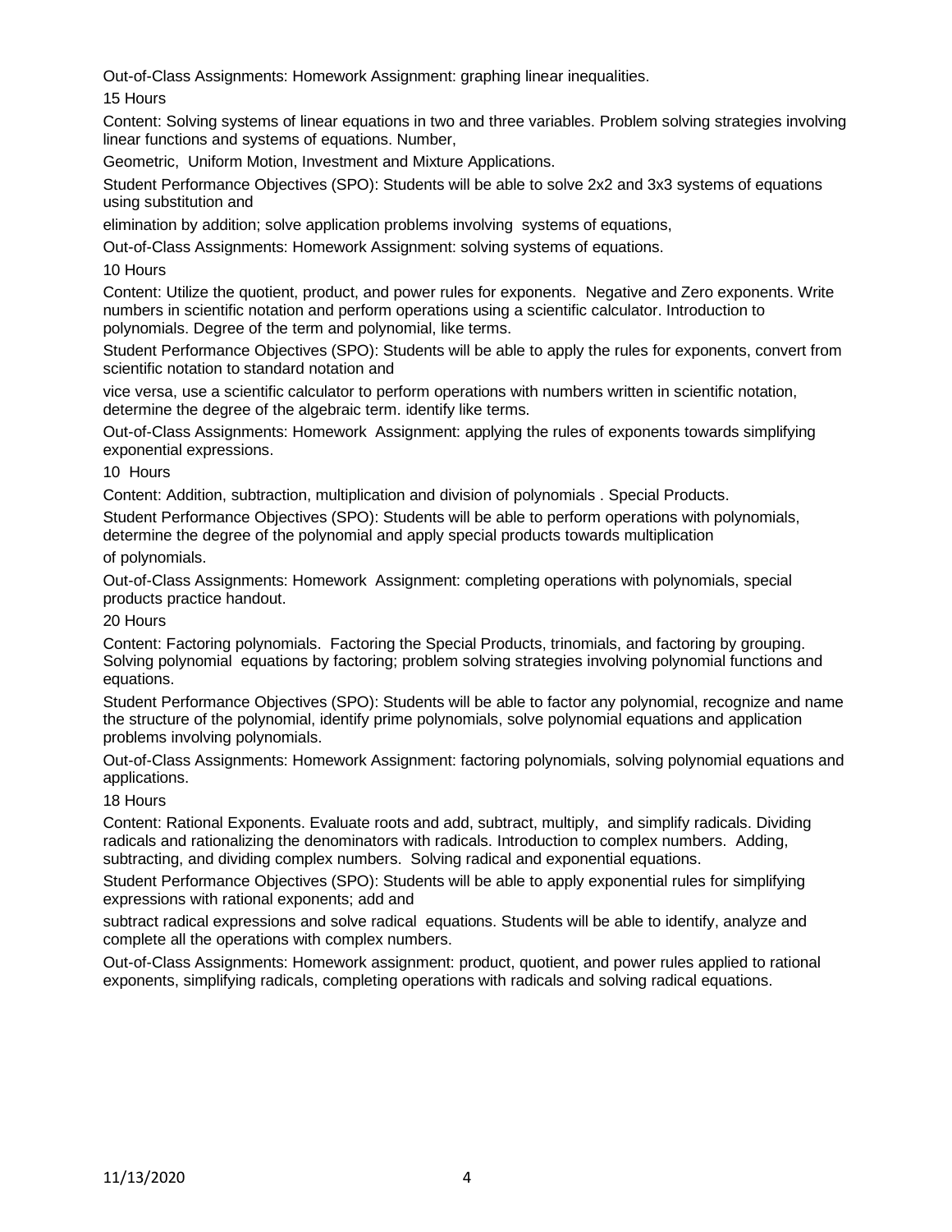Out-of-Class Assignments: Homework Assignment: graphing linear inequalities.

15 Hours

Content: Solving systems of linear equations in two and three variables. Problem solving strategies involving linear functions and systems of equations. Number,

Geometric, Uniform Motion, Investment and Mixture Applications.

Student Performance Objectives (SPO): Students will be able to solve 2x2 and 3x3 systems of equations using substitution and

elimination by addition; solve application problems involving systems of equations,

Out-of-Class Assignments: Homework Assignment: solving systems of equations.

10 Hours

Content: Utilize the quotient, product, and power rules for exponents. Negative and Zero exponents. Write numbers in scientific notation and perform operations using a scientific calculator. Introduction to polynomials. Degree of the term and polynomial, like terms.

Student Performance Objectives (SPO): Students will be able to apply the rules for exponents, convert from scientific notation to standard notation and

vice versa, use a scientific calculator to perform operations with numbers written in scientific notation, determine the degree of the algebraic term. identify like terms.

Out-of-Class Assignments: Homework Assignment: applying the rules of exponents towards simplifying exponential expressions.

10 Hours

Content: Addition, subtraction, multiplication and division of polynomials . Special Products.

Student Performance Objectives (SPO): Students will be able to perform operations with polynomials, determine the degree of the polynomial and apply special products towards multiplication

of polynomials.

Out-of-Class Assignments: Homework Assignment: completing operations with polynomials, special products practice handout.

20 Hours

Content: Factoring polynomials. Factoring the Special Products, trinomials, and factoring by grouping. Solving polynomial equations by factoring; problem solving strategies involving polynomial functions and equations.

Student Performance Objectives (SPO): Students will be able to factor any polynomial, recognize and name the structure of the polynomial, identify prime polynomials, solve polynomial equations and application problems involving polynomials.

Out-of-Class Assignments: Homework Assignment: factoring polynomials, solving polynomial equations and applications.

18 Hours

Content: Rational Exponents. Evaluate roots and add, subtract, multiply, and simplify radicals. Dividing radicals and rationalizing the denominators with radicals. Introduction to complex numbers. Adding, subtracting, and dividing complex numbers. Solving radical and exponential equations.

Student Performance Objectives (SPO): Students will be able to apply exponential rules for simplifying expressions with rational exponents; add and

subtract radical expressions and solve radical equations. Students will be able to identify, analyze and complete all the operations with complex numbers.

Out-of-Class Assignments: Homework assignment: product, quotient, and power rules applied to rational exponents, simplifying radicals, completing operations with radicals and solving radical equations.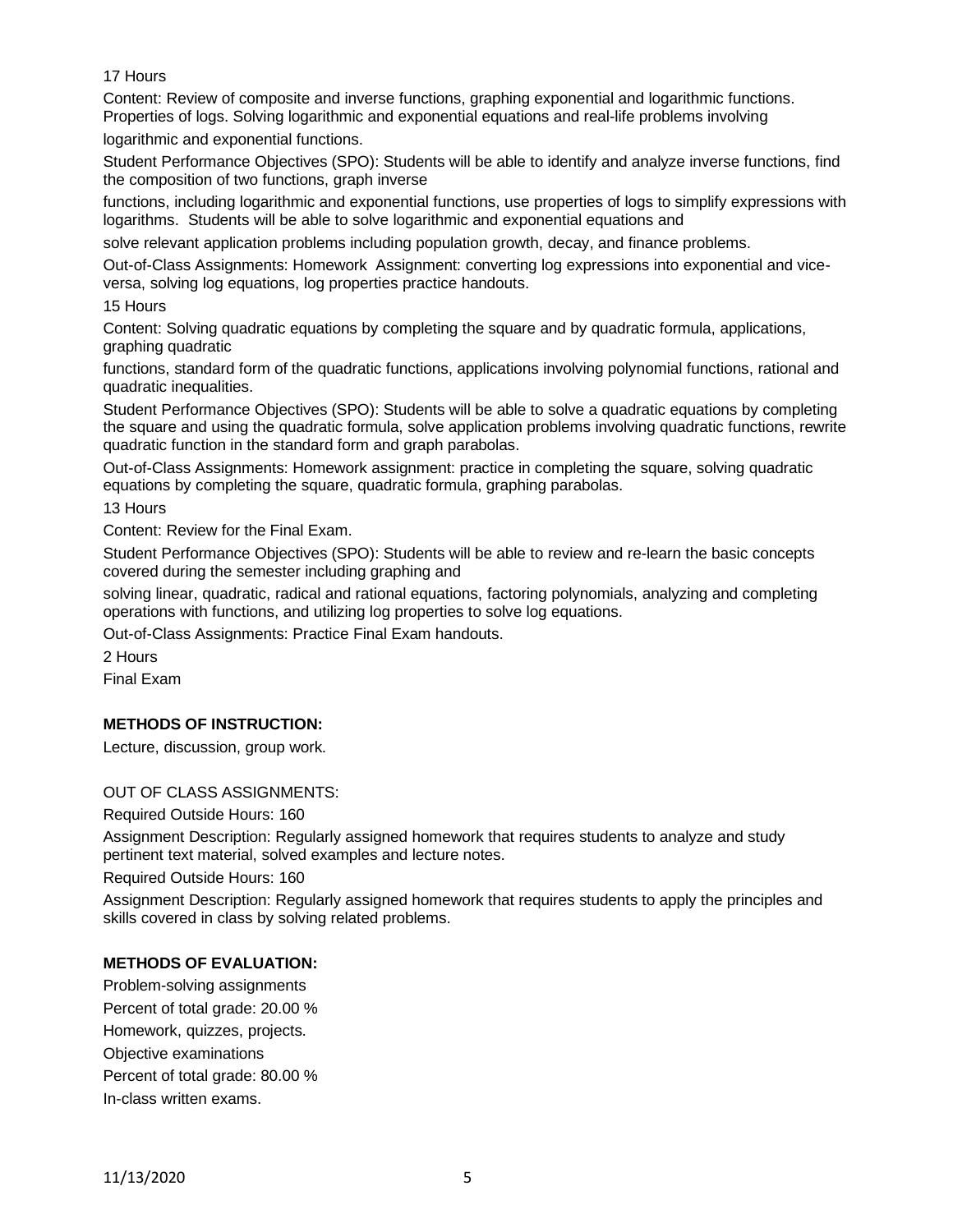17 Hours

Content: Review of composite and inverse functions, graphing exponential and logarithmic functions. Properties of logs. Solving logarithmic and exponential equations and real-life problems involving logarithmic and exponential functions.

Student Performance Objectives (SPO): Students will be able to identify and analyze inverse functions, find the composition of two functions, graph inverse functions, including logarithmic and exponential functions, use properties of logs to simplify expressions with logarithms. Students will be able to solve logarithmic and exponential equations and solve relevant application problems including population growth, decay, and finance problems.

Out-of-Class Assignments: Homework Assignment: converting log expressions into exponential and vice-versa, solving log equations, log properties practice handouts.

15 Hours

Content: Solving quadratic equations by completing the square and by quadratic formula, applications, graphing quadratic functions, standard form of the quadratic functions, applications involving polynomial functions, rational and quadratic inequalities.

Student Performance Objectives (SPO): Students will be able to solve a quadratic equations by completing the square and using the quadratic formula, solve application problems involving quadratic functions, rewrite quadratic function in the standard form and graph parabolas.

Out-of-Class Assignments: Homework assignment: practice in completing the square, solving quadratic equations by completing the square, quadratic formula, graphing parabolas.

13 Hours

Content: Review for the Final Exam.

Student Performance Objectives (SPO): Students will be able to review and re-learn the basic concepts covered during the semester including graphing and solving linear, quadratic, radical and rational equations, factoring polynomials, analyzing and completing operations with functions, and utilizing log properties to solve log equations.

Out-of-Class Assignments: Practice Final Exam handouts.

2 Hours

Final Exam

**METHODS OF INSTRUCTION:**

Lecture, discussion, group work.

OUT OF CLASS ASSIGNMENTS:

Required Outside Hours: 160

Assignment Description: Regularly assigned homework that requires students to analyze and study pertinent text material, solved examples and lecture notes.

Required Outside Hours: 160

Assignment Description: Regularly assigned homework that requires students to apply the principles and skills covered in class by solving related problems.

**METHODS OF EVALUATION:**

Problem-solving assignments

Percent of total grade: 20.00 %

Homework, quizzes, projects.

Objective examinations

Percent of total grade: 80.00 %

In-class written exams.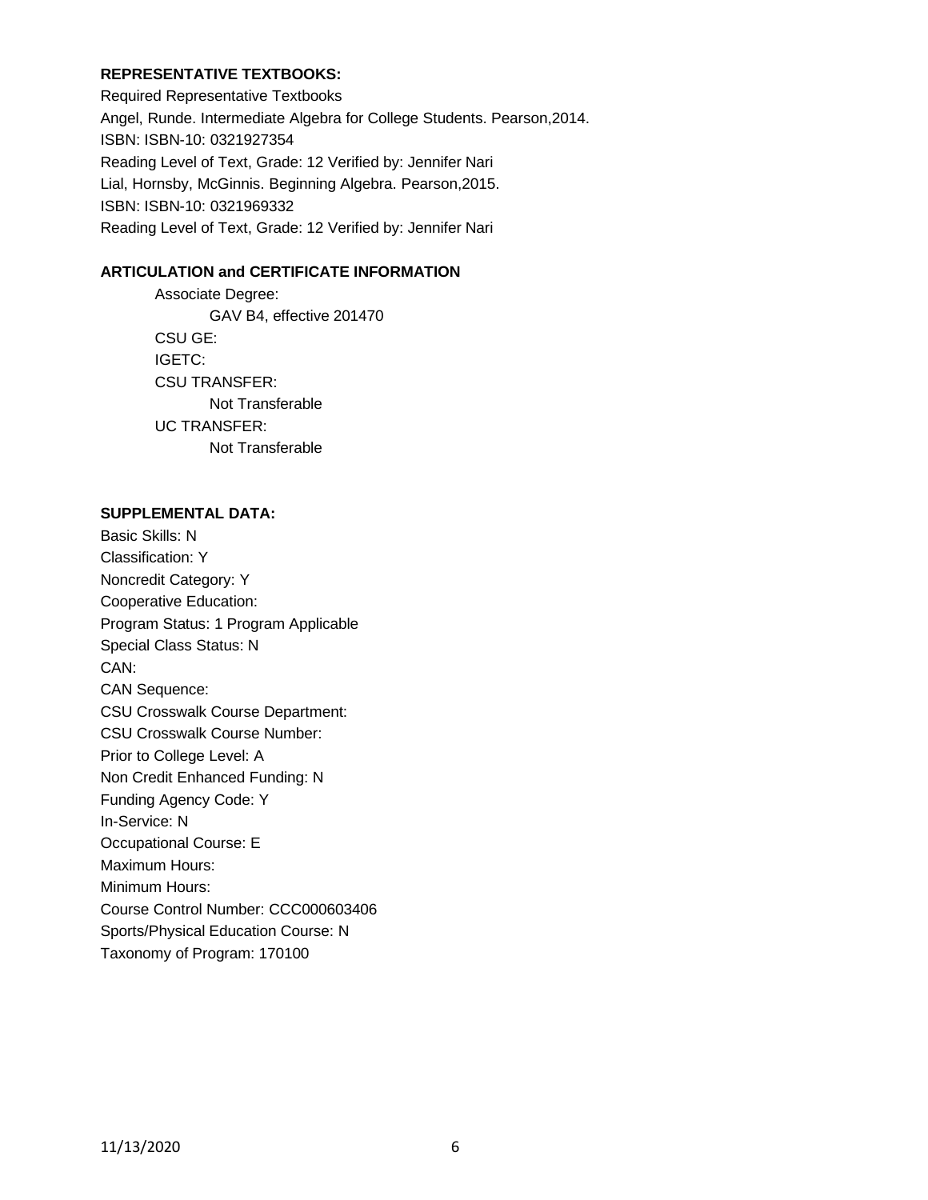**REPRESENTATIVE TEXTBOOKS:**

Required Representative Textbooks

Angel, Runde. Intermediate Algebra for College Students. Pearson,2014.

ISBN: ISBN-10: 0321927354

Reading Level of Text, Grade: 12 Verified by: Jennifer Nari

Lial, Hornsby, McGinnis. Beginning Algebra. Pearson,2015.

ISBN: ISBN-10: 0321969332

Reading Level of Text, Grade: 12 Verified by: Jennifer Nari

**ARTICULATION and CERTIFICATE INFORMATION**

Associate Degree:
- GAV B4, effective 201470

CSU GE:

IGETC:

CSU TRANSFER:
- Not Transferable

UC TRANSFER:
- Not Transferable

**SUPPLEMENTAL DATA:**

Basic Skills: N

Classification: Y

Noncredit Category: Y

Cooperative Education:

Program Status: 1 Program Applicable

Special Class Status: N

CAN:

CAN Sequence:

CSU Crosswalk Course Department:

CSU Crosswalk Course Number:

Prior to College Level: A

Non Credit Enhanced Funding: N

Funding Agency Code: Y

In-Service: N

Occupational Course: E

Maximum Hours:

Minimum Hours:

Course Control Number: CCC000603406

Sports/Physical Education Course: N

Taxonomy of Program: 170100